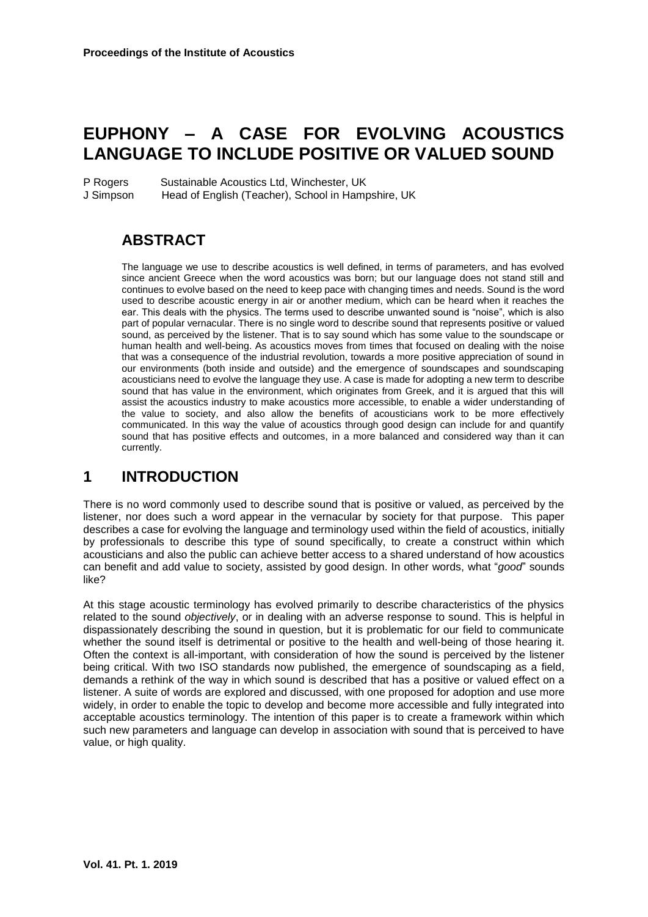# EUPHONY – A CASE FOR EVOLVING ACOUSTICS LANGUAGE TO INCLUDE POSITIVE OR VALUED SOUND

P Rogers    Sustainable Acoustics Ltd, Winchester, UK
J Simpson    Head of English (Teacher), School in Hampshire, UK

## ABSTRACT

The language we use to describe acoustics is well defined, in terms of parameters, and has evolved since ancient Greece when the word acoustics was born; but our language does not stand still and continues to evolve based on the need to keep pace with changing times and needs. Sound is the word used to describe acoustic energy in air or another medium, which can be heard when it reaches the ear. This deals with the physics. The terms used to describe unwanted sound is "noise", which is also part of popular vernacular. There is no single word to describe sound that represents positive or valued sound, as perceived by the listener. That is to say sound which has some value to the soundscape or human health and well-being. As acoustics moves from times that focused on dealing with the noise that was a consequence of the industrial revolution, towards a more positive appreciation of sound in our environments (both inside and outside) and the emergence of soundscapes and soundscaping acousticians need to evolve the language they use. A case is made for adopting a new term to describe sound that has value in the environment, which originates from Greek, and it is argued that this will assist the acoustics industry to make acoustics more accessible, to enable a wider understanding of the value to society, and also allow the benefits of acousticians work to be more effectively communicated. In this way the value of acoustics through good design can include for and quantify sound that has positive effects and outcomes, in a more balanced and considered way than it can currently.

## 1 INTRODUCTION

There is no word commonly used to describe sound that is positive or valued, as perceived by the listener, nor does such a word appear in the vernacular by society for that purpose. This paper describes a case for evolving the language and terminology used within the field of acoustics, initially by professionals to describe this type of sound specifically, to create a construct within which acousticians and also the public can achieve better access to a shared understand of how acoustics can benefit and add value to society, assisted by good design. In other words, what "*good*" sounds like?

At this stage acoustic terminology has evolved primarily to describe characteristics of the physics related to the sound *objectively*, or in dealing with an adverse response to sound. This is helpful in dispassionately describing the sound in question, but it is problematic for our field to communicate whether the sound itself is detrimental or positive to the health and well-being of those hearing it. Often the context is all-important, with consideration of how the sound is perceived by the listener being critical. With two ISO standards now published, the emergence of soundscaping as a field, demands a rethink of the way in which sound is described that has a positive or valued effect on a listener. A suite of words are explored and discussed, with one proposed for adoption and use more widely, in order to enable the topic to develop and become more accessible and fully integrated into acceptable acoustics terminology. The intention of this paper is to create a framework within which such new parameters and language can develop in association with sound that is perceived to have value, or high quality.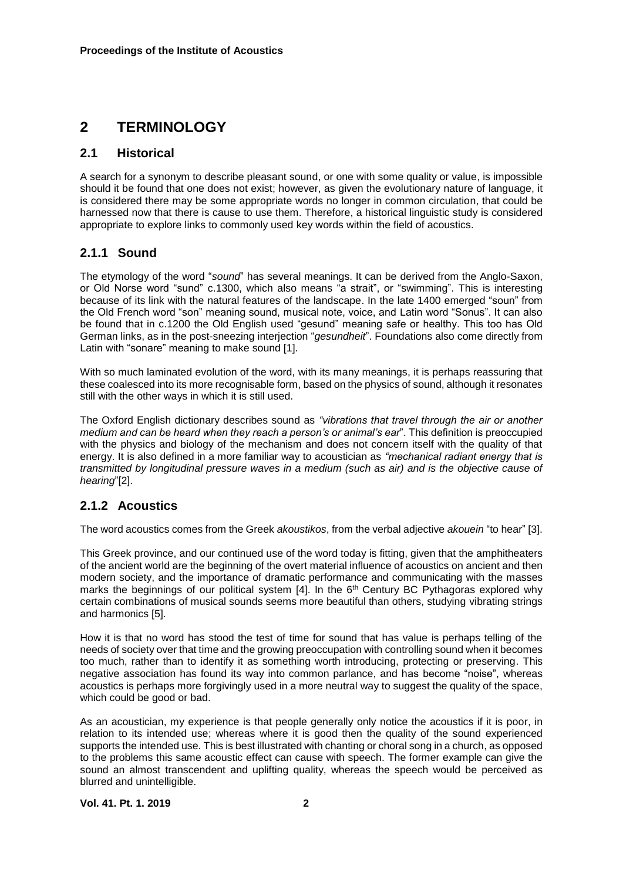## 2 TERMINOLOGY

### 2.1 Historical

A search for a synonym to describe pleasant sound, or one with some quality or value, is impossible should it be found that one does not exist; however, as given the evolutionary nature of language, it is considered there may be some appropriate words no longer in common circulation, that could be harnessed now that there is cause to use them. Therefore, a historical linguistic study is considered appropriate to explore links to commonly used key words within the field of acoustics.

### 2.1.1 Sound

The etymology of the word "*sound*" has several meanings. It can be derived from the Anglo-Saxon, or Old Norse word "sund" c.1300, which also means "a strait", or "swimming". This is interesting because of its link with the natural features of the landscape. In the late 1400 emerged "soun" from the Old French word "son" meaning sound, musical note, voice, and Latin word "Sonus". It can also be found that in c.1200 the Old English used "gesund" meaning safe or healthy. This too has Old German links, as in the post-sneezing interjection "*gesundheit*". Foundations also come directly from Latin with "sonare" meaning to make sound [1].

With so much laminated evolution of the word, with its many meanings, it is perhaps reassuring that these coalesced into its more recognisable form, based on the physics of sound, although it resonates still with the other ways in which it is still used.

The Oxford English dictionary describes sound as *"vibrations that travel through the air or another medium and can be heard when they reach a person's or animal's ear*". This definition is preoccupied with the physics and biology of the mechanism and does not concern itself with the quality of that energy. It is also defined in a more familiar way to acoustician as *"mechanical radiant energy that is transmitted by longitudinal pressure waves in a medium (such as air) and is the objective cause of hearing*"[2].

### 2.1.2 Acoustics

The word acoustics comes from the Greek *akoustikos*, from the verbal adjective *akouein* "to hear" [3].

This Greek province, and our continued use of the word today is fitting, given that the amphitheaters of the ancient world are the beginning of the overt material influence of acoustics on ancient and then modern society, and the importance of dramatic performance and communicating with the masses marks the beginnings of our political system [4]. In the 6th Century BC Pythagoras explored why certain combinations of musical sounds seems more beautiful than others, studying vibrating strings and harmonics [5].

How it is that no word has stood the test of time for sound that has value is perhaps telling of the needs of society over that time and the growing preoccupation with controlling sound when it becomes too much, rather than to identify it as something worth introducing, protecting or preserving. This negative association has found its way into common parlance, and has become "noise", whereas acoustics is perhaps more forgivingly used in a more neutral way to suggest the quality of the space, which could be good or bad.

As an acoustician, my experience is that people generally only notice the acoustics if it is poor, in relation to its intended use; whereas where it is good then the quality of the sound experienced supports the intended use. This is best illustrated with chanting or choral song in a church, as opposed to the problems this same acoustic effect can cause with speech. The former example can give the sound an almost transcendent and uplifting quality, whereas the speech would be perceived as blurred and unintelligible.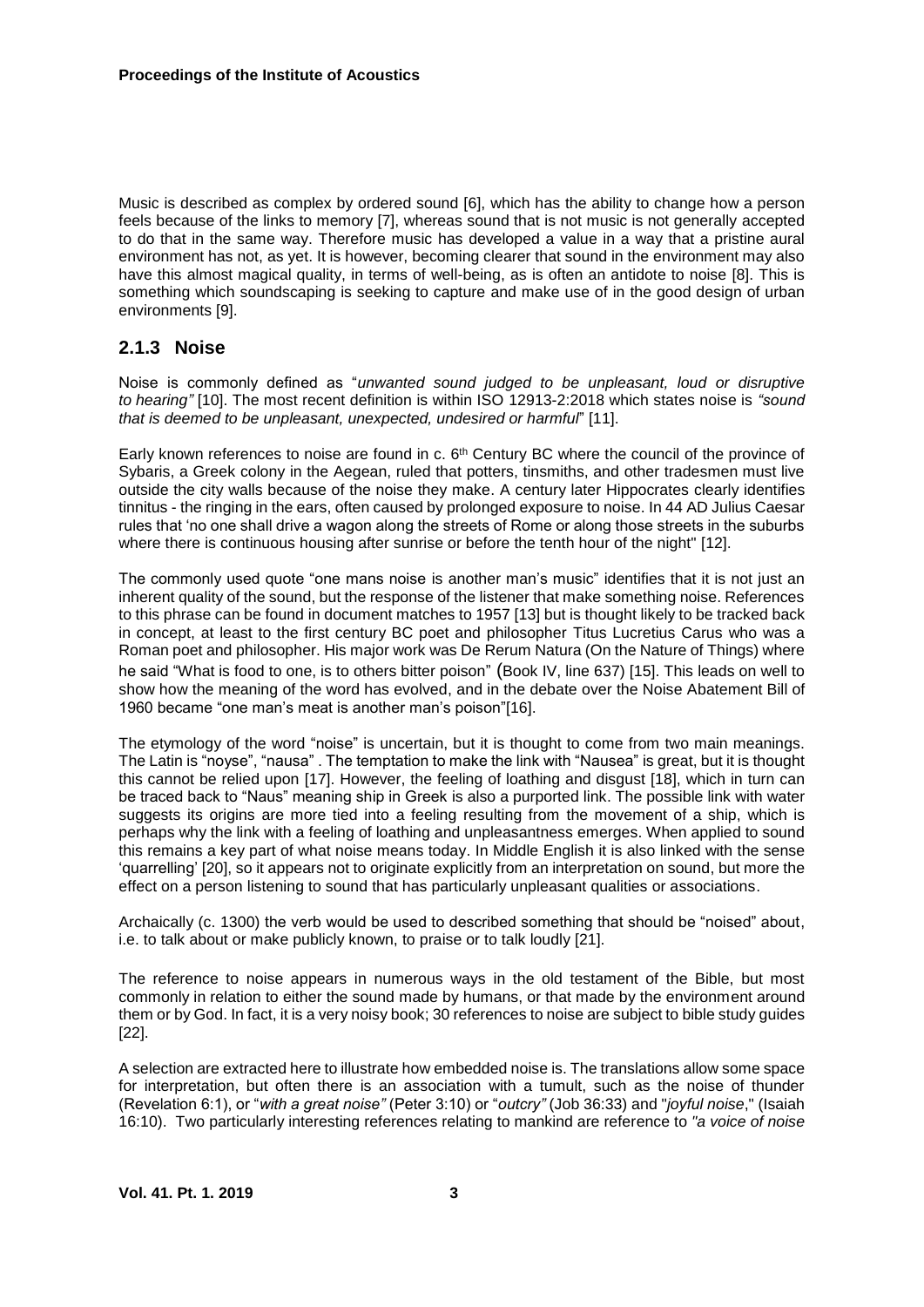Music is described as complex by ordered sound [6], which has the ability to change how a person feels because of the links to memory [7], whereas sound that is not music is not generally accepted to do that in the same way. Therefore music has developed a value in a way that a pristine aural environment has not, as yet. It is however, becoming clearer that sound in the environment may also have this almost magical quality, in terms of well-being, as is often an antidote to noise [8]. This is something which soundscaping is seeking to capture and make use of in the good design of urban environments [9].

### 2.1.3 Noise

Noise is commonly defined as "*unwanted sound judged to be unpleasant, loud or disruptive to hearing"* [10]. The most recent definition is within ISO 12913-2:2018 which states noise is *"sound that is deemed to be unpleasant, unexpected, undesired or harmful*" [11].

Early known references to noise are found in c. 6th Century BC where the council of the province of Sybaris, a Greek colony in the Aegean, ruled that potters, tinsmiths, and other tradesmen must live outside the city walls because of the noise they make. A century later Hippocrates clearly identifies tinnitus - the ringing in the ears, often caused by prolonged exposure to noise. In 44 AD Julius Caesar rules that 'no one shall drive a wagon along the streets of Rome or along those streets in the suburbs where there is continuous housing after sunrise or before the tenth hour of the night" [12].

The commonly used quote "one mans noise is another man's music" identifies that it is not just an inherent quality of the sound, but the response of the listener that make something noise. References to this phrase can be found in document matches to 1957 [13] but is thought likely to be tracked back in concept, at least to the first century BC poet and philosopher Titus Lucretius Carus who was a Roman poet and philosopher. His major work was De Rerum Natura (On the Nature of Things) where he said "What is food to one, is to others bitter poison" (Book IV, line 637) [15]. This leads on well to show how the meaning of the word has evolved, and in the debate over the Noise Abatement Bill of 1960 became "one man's meat is another man's poison"[16].

The etymology of the word "noise" is uncertain, but it is thought to come from two main meanings. The Latin is "noyse", "nausa" . The temptation to make the link with "Nausea" is great, but it is thought this cannot be relied upon [17]. However, the feeling of loathing and disgust [18], which in turn can be traced back to "Naus" meaning ship in Greek is also a purported link. The possible link with water suggests its origins are more tied into a feeling resulting from the movement of a ship, which is perhaps why the link with a feeling of loathing and unpleasantness emerges. When applied to sound this remains a key part of what noise means today. In Middle English it is also linked with the sense 'quarrelling' [20], so it appears not to originate explicitly from an interpretation on sound, but more the effect on a person listening to sound that has particularly unpleasant qualities or associations.

Archaically (c. 1300) the verb would be used to described something that should be "noised" about, i.e. to talk about or make publicly known, to praise or to talk loudly [21].

The reference to noise appears in numerous ways in the old testament of the Bible, but most commonly in relation to either the sound made by humans, or that made by the environment around them or by God. In fact, it is a very noisy book; 30 references to noise are subject to bible study guides [22].

A selection are extracted here to illustrate how embedded noise is. The translations allow some space for interpretation, but often there is an association with a tumult, such as the noise of thunder (Revelation 6:1), or "*with a great noise"* (Peter 3:10) or "*outcry"* (Job 36:33) and "*joyful noise*," (Isaiah 16:10). Two particularly interesting references relating to mankind are reference to *"a voice of noise*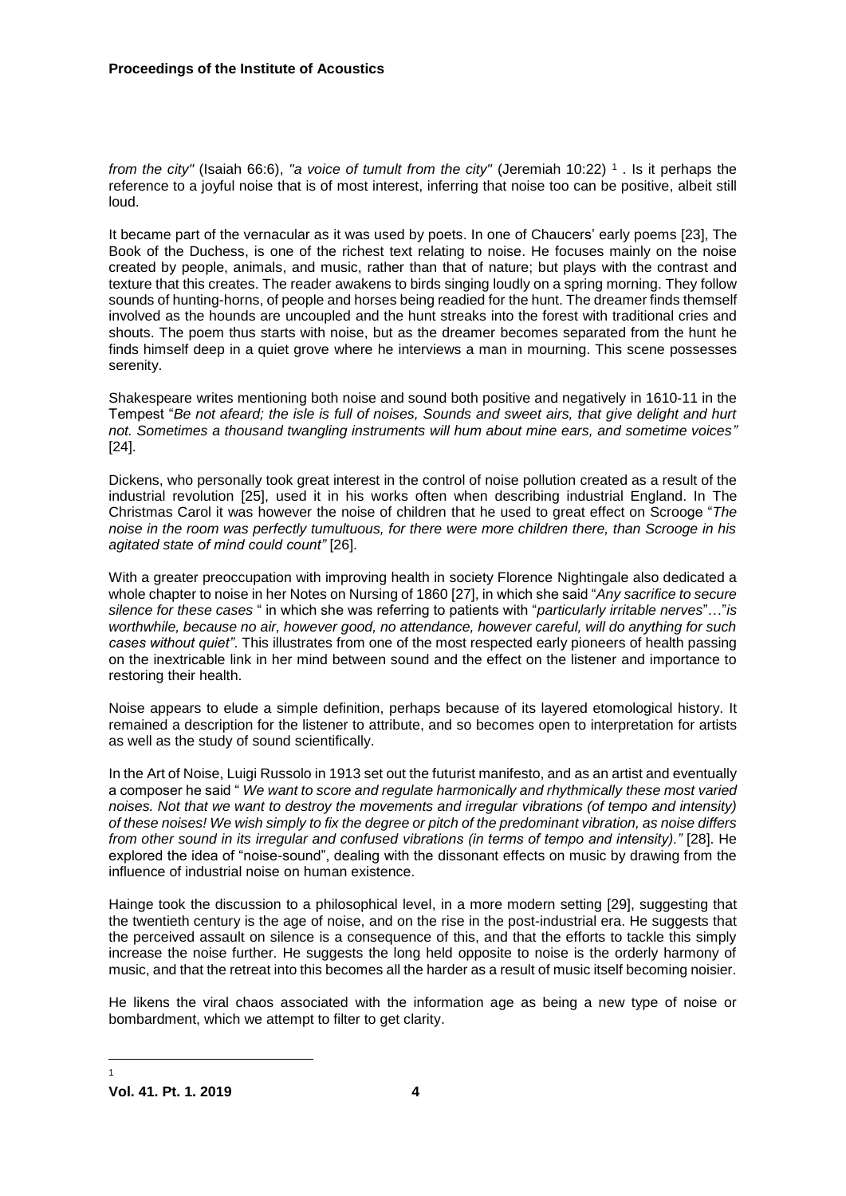*from the city"* (Isaiah 66:6), *"a voice of tumult from the city"* (Jeremiah 10:22) [1] . Is it perhaps the reference to a joyful noise that is of most interest, inferring that noise too can be positive, albeit still loud.

It became part of the vernacular as it was used by poets. In one of Chaucers' early poems [23], The Book of the Duchess, is one of the richest text relating to noise. He focuses mainly on the noise created by people, animals, and music, rather than that of nature; but plays with the contrast and texture that this creates. The reader awakens to birds singing loudly on a spring morning. They follow sounds of hunting-horns, of people and horses being readied for the hunt. The dreamer finds themself involved as the hounds are uncoupled and the hunt streaks into the forest with traditional cries and shouts. The poem thus starts with noise, but as the dreamer becomes separated from the hunt he finds himself deep in a quiet grove where he interviews a man in mourning. This scene possesses serenity.

Shakespeare writes mentioning both noise and sound both positive and negatively in 1610-11 in the Tempest "*Be not afeard; the isle is full of noises, Sounds and sweet airs, that give delight and hurt not. Sometimes a thousand twangling instruments will hum about mine ears, and sometime voices"* [24].

Dickens, who personally took great interest in the control of noise pollution created as a result of the industrial revolution [25], used it in his works often when describing industrial England. In The Christmas Carol it was however the noise of children that he used to great effect on Scrooge "*The noise in the room was perfectly tumultuous, for there were more children there, than Scrooge in his agitated state of mind could count"* [26].

With a greater preoccupation with improving health in society Florence Nightingale also dedicated a whole chapter to noise in her Notes on Nursing of 1860 [27], in which she said "*Any sacrifice to secure silence for these cases* " in which she was referring to patients with "*particularly irritable nerves*"…"*is worthwhile, because no air, however good, no attendance, however careful, will do anything for such cases without quiet"*. This illustrates from one of the most respected early pioneers of health passing on the inextricable link in her mind between sound and the effect on the listener and importance to restoring their health.

Noise appears to elude a simple definition, perhaps because of its layered etomological history. It remained a description for the listener to attribute, and so becomes open to interpretation for artists as well as the study of sound scientifically.

In the Art of Noise, Luigi Russolo in 1913 set out the futurist manifesto, and as an artist and eventually a composer he said " *We want to score and regulate harmonically and rhythmically these most varied noises. Not that we want to destroy the movements and irregular vibrations (of tempo and intensity) of these noises! We wish simply to fix the degree or pitch of the predominant vibration, as noise differs from other sound in its irregular and confused vibrations (in terms of tempo and intensity)."* [28]. He explored the idea of "noise-sound", dealing with the dissonant effects on music by drawing from the influence of industrial noise on human existence.

Hainge took the discussion to a philosophical level, in a more modern setting [29], suggesting that the twentieth century is the age of noise, and on the rise in the post-industrial era. He suggests that the perceived assault on silence is a consequence of this, and that the efforts to tackle this simply increase the noise further. He suggests the long held opposite to noise is the orderly harmony of music, and that the retreat into this becomes all the harder as a result of music itself becoming noisier.

He likens the viral chaos associated with the information age as being a new type of noise or bombardment, which we attempt to filter to get clarity.

[1]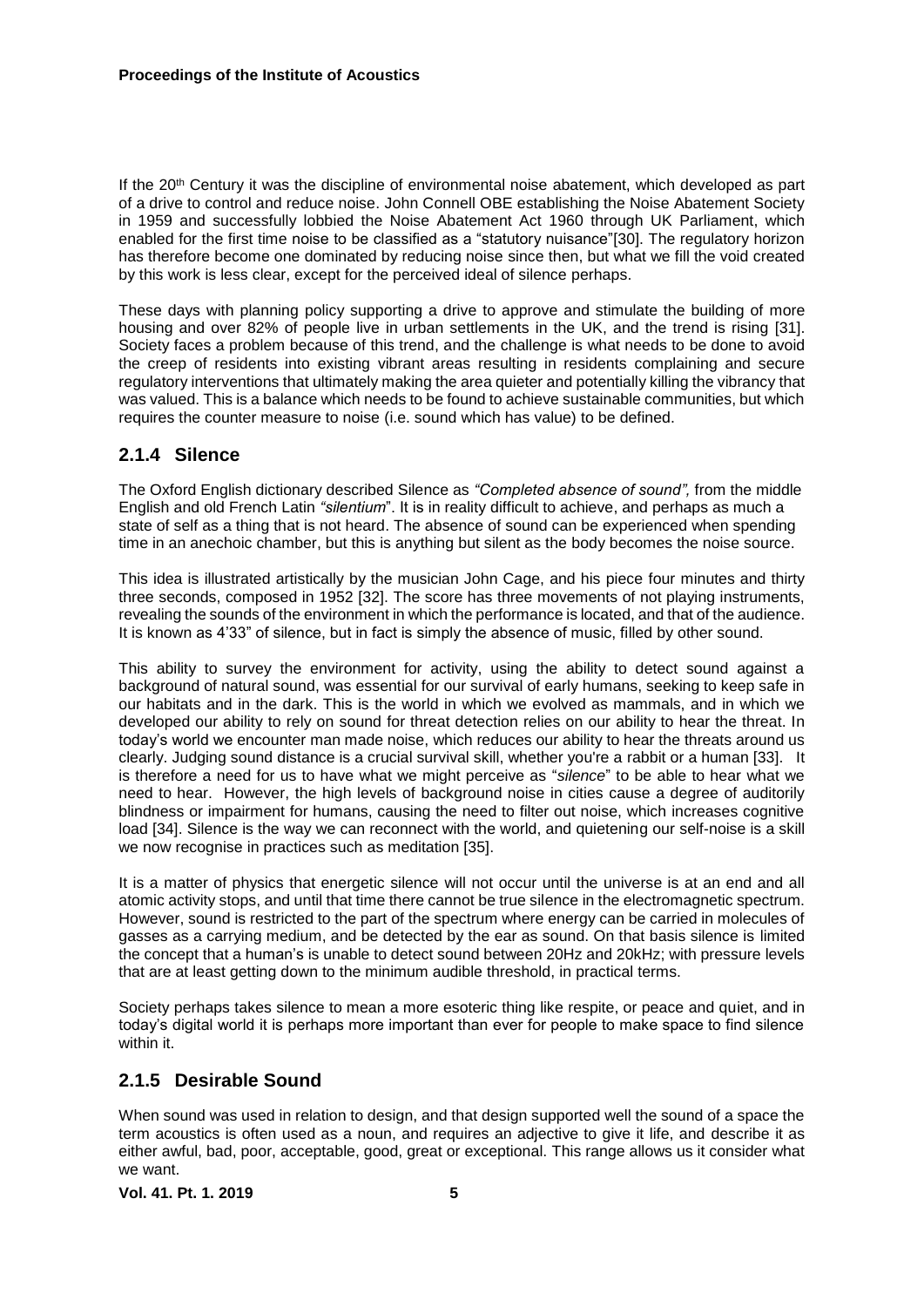If the 20th Century it was the discipline of environmental noise abatement, which developed as part of a drive to control and reduce noise. John Connell OBE establishing the Noise Abatement Society in 1959 and successfully lobbied the Noise Abatement Act 1960 through UK Parliament, which enabled for the first time noise to be classified as a "statutory nuisance"[30]. The regulatory horizon has therefore become one dominated by reducing noise since then, but what we fill the void created by this work is less clear, except for the perceived ideal of silence perhaps.

These days with planning policy supporting a drive to approve and stimulate the building of more housing and over 82% of people live in urban settlements in the UK, and the trend is rising [31]. Society faces a problem because of this trend, and the challenge is what needs to be done to avoid the creep of residents into existing vibrant areas resulting in residents complaining and secure regulatory interventions that ultimately making the area quieter and potentially killing the vibrancy that was valued. This is a balance which needs to be found to achieve sustainable communities, but which requires the counter measure to noise (i.e. sound which has value) to be defined.

### 2.1.4 Silence

The Oxford English dictionary described Silence as *"Completed absence of sound",* from the middle English and old French Latin *"silentium*". It is in reality difficult to achieve, and perhaps as much a state of self as a thing that is not heard. The absence of sound can be experienced when spending time in an anechoic chamber, but this is anything but silent as the body becomes the noise source.

This idea is illustrated artistically by the musician John Cage, and his piece four minutes and thirty three seconds, composed in 1952 [32]. The score has three movements of not playing instruments, revealing the sounds of the environment in which the performance is located, and that of the audience. It is known as 4'33" of silence, but in fact is simply the absence of music, filled by other sound.

This ability to survey the environment for activity, using the ability to detect sound against a background of natural sound, was essential for our survival of early humans, seeking to keep safe in our habitats and in the dark. This is the world in which we evolved as mammals, and in which we developed our ability to rely on sound for threat detection relies on our ability to hear the threat. In today's world we encounter man made noise, which reduces our ability to hear the threats around us clearly. Judging sound distance is a crucial survival skill, whether you're a rabbit or a human [33]. It is therefore a need for us to have what we might perceive as "*silence*" to be able to hear what we need to hear. However, the high levels of background noise in cities cause a degree of auditorily blindness or impairment for humans, causing the need to filter out noise, which increases cognitive load [34]. Silence is the way we can reconnect with the world, and quietening our self-noise is a skill we now recognise in practices such as meditation [35].

It is a matter of physics that energetic silence will not occur until the universe is at an end and all atomic activity stops, and until that time there cannot be true silence in the electromagnetic spectrum. However, sound is restricted to the part of the spectrum where energy can be carried in molecules of gasses as a carrying medium, and be detected by the ear as sound. On that basis silence is limited the concept that a human's is unable to detect sound between 20Hz and 20kHz; with pressure levels that are at least getting down to the minimum audible threshold, in practical terms.

Society perhaps takes silence to mean a more esoteric thing like respite, or peace and quiet, and in today's digital world it is perhaps more important than ever for people to make space to find silence within it.

### 2.1.5 Desirable Sound

When sound was used in relation to design, and that design supported well the sound of a space the term acoustics is often used as a noun, and requires an adjective to give it life, and describe it as either awful, bad, poor, acceptable, good, great or exceptional. This range allows us it consider what we want.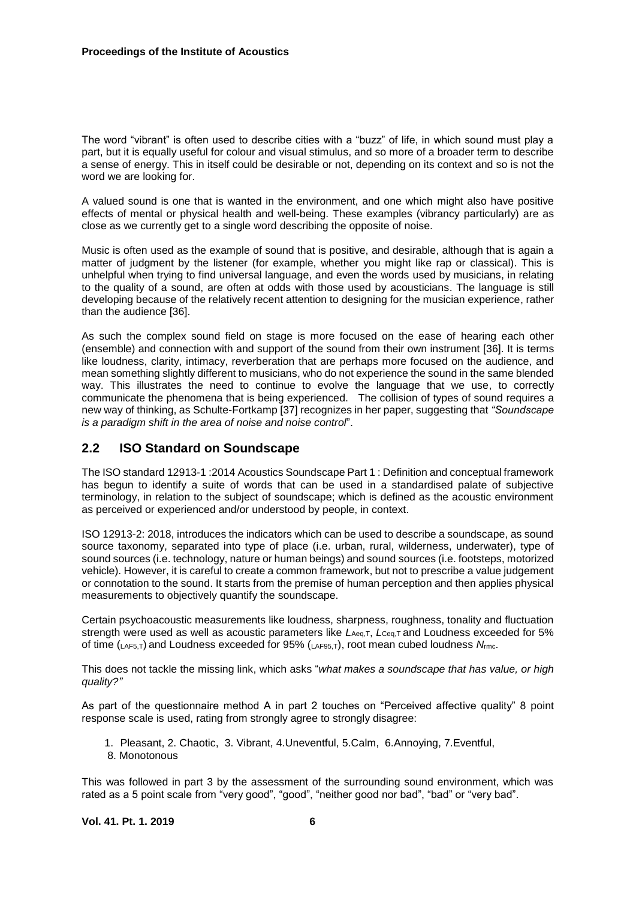The word “vibrant” is often used to describe cities with a “buzz” of life, in which sound must play a part, but it is equally useful for colour and visual stimulus, and so more of a broader term to describe a sense of energy. This in itself could be desirable or not, depending on its context and so is not the word we are looking for.

A valued sound is one that is wanted in the environment, and one which might also have positive effects of mental or physical health and well-being. These examples (vibrancy particularly) are as close as we currently get to a single word describing the opposite of noise.

Music is often used as the example of sound that is positive, and desirable, although that is again a matter of judgment by the listener (for example, whether you might like rap or classical). This is unhelpful when trying to find universal language, and even the words used by musicians, in relating to the quality of a sound, are often at odds with those used by acousticians. The language is still developing because of the relatively recent attention to designing for the musician experience, rather than the audience [36].

As such the complex sound field on stage is more focused on the ease of hearing each other (ensemble) and connection with and support of the sound from their own instrument [36]. It is terms like loudness, clarity, intimacy, reverberation that are perhaps more focused on the audience, and mean something slightly different to musicians, who do not experience the sound in the same blended way. This illustrates the need to continue to evolve the language that we use, to correctly communicate the phenomena that is being experienced. The collision of types of sound requires a new way of thinking, as Schulte-Fortkamp [37] recognizes in her paper, suggesting that *“Soundscape is a paradigm shift in the area of noise and noise control*”.

## 2.2 ISO Standard on Soundscape

The ISO standard 12913-1 :2014 Acoustics Soundscape Part 1 : Definition and conceptual framework has begun to identify a suite of words that can be used in a standardised palate of subjective terminology, in relation to the subject of soundscape; which is defined as the acoustic environment as perceived or experienced and/or understood by people, in context.

ISO 12913-2: 2018, introduces the indicators which can be used to describe a soundscape, as sound source taxonomy, separated into type of place (i.e. urban, rural, wilderness, underwater), type of sound sources (i.e. technology, nature or human beings) and sound sources (i.e. footsteps, motorized vehicle). However, it is careful to create a common framework, but not to prescribe a value judgement or connotation to the sound. It starts from the premise of human perception and then applies physical measurements to objectively quantify the soundscape.

Certain psychoacoustic measurements like loudness, sharpness, roughness, tonality and fluctuation strength were used as well as acoustic parameters like $L_{Aeq,T}$, $L_{Ceq,T}$ and Loudness exceeded for 5% of time ($_{LAF5,T}$) and Loudness exceeded for 95% ($_{LAF95,T}$), root mean cubed loudness $N_{rmc}$.

This does not tackle the missing link, which asks “*what makes a soundscape that has value, or high quality?”*

As part of the questionnaire method A in part 2 touches on “Perceived affective quality” 8 point response scale is used, rating from strongly agree to strongly disagree:

1. Pleasant, 2. Chaotic, 3. Vibrant, 4.Uneventful, 5.Calm, 6.Annoying, 7.Eventful,
8. Monotonous

This was followed in part 3 by the assessment of the surrounding sound environment, which was rated as a 5 point scale from “very good”, “good”, “neither good nor bad”, “bad” or “very bad”.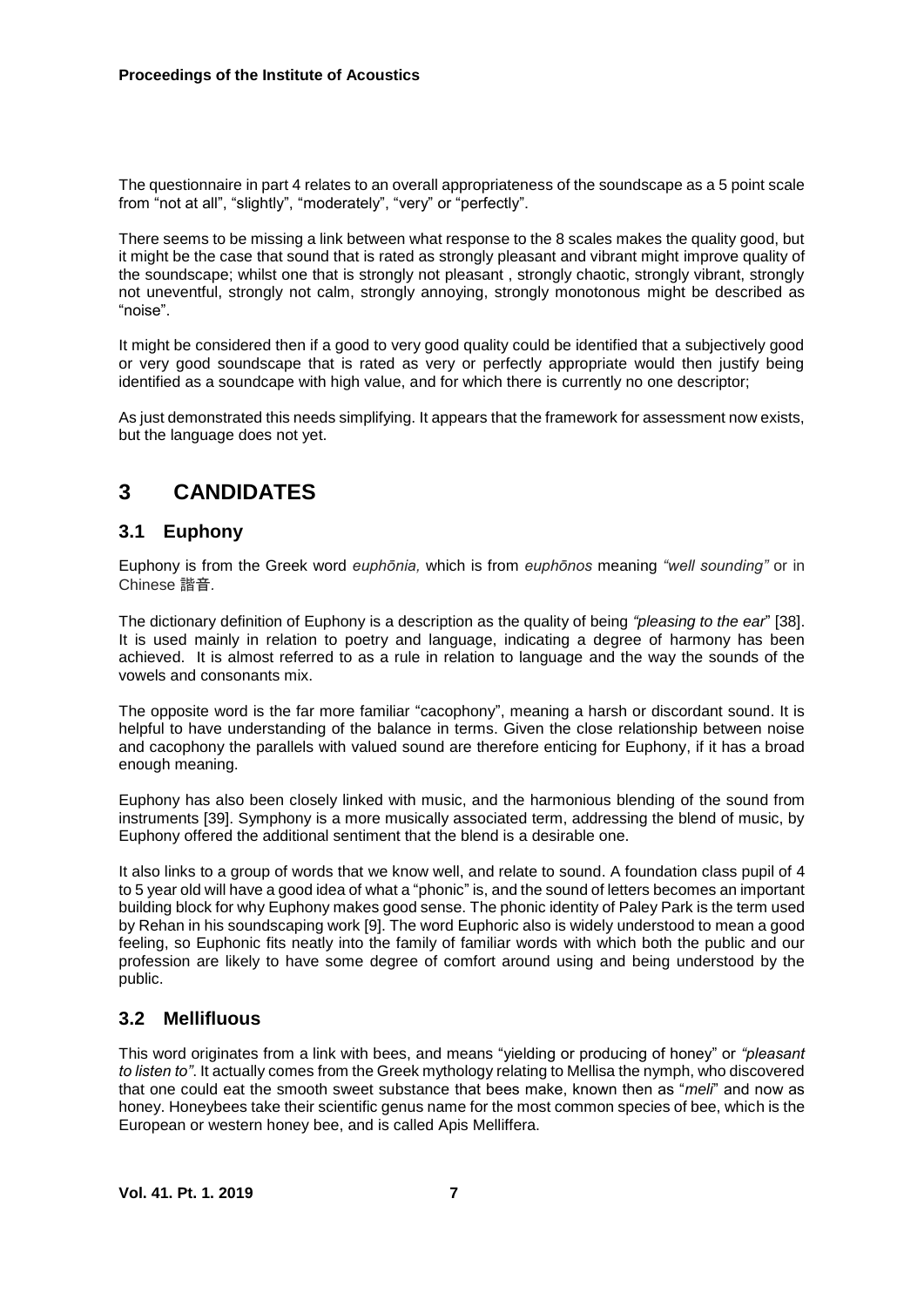The questionnaire in part 4 relates to an overall appropriateness of the soundscape as a 5 point scale from "not at all", "slightly", "moderately", "very" or "perfectly".

There seems to be missing a link between what response to the 8 scales makes the quality good, but it might be the case that sound that is rated as strongly pleasant and vibrant might improve quality of the soundscape; whilst one that is strongly not pleasant , strongly chaotic, strongly vibrant, strongly not uneventful, strongly not calm, strongly annoying, strongly monotonous might be described as "noise".

It might be considered then if a good to very good quality could be identified that a subjectively good or very good soundscape that is rated as very or perfectly appropriate would then justify being identified as a soundcape with high value, and for which there is currently no one descriptor;

As just demonstrated this needs simplifying. It appears that the framework for assessment now exists, but the language does not yet.

# 3 CANDIDATES

## 3.1 Euphony

Euphony is from the Greek word *euphōnia,* which is from *euphōnos* meaning *"well sounding"* or in Chinese 諧音.

The dictionary definition of Euphony is a description as the quality of being *"pleasing to the ear*" [38]. It is used mainly in relation to poetry and language, indicating a degree of harmony has been achieved. It is almost referred to as a rule in relation to language and the way the sounds of the vowels and consonants mix.

The opposite word is the far more familiar "cacophony", meaning a harsh or discordant sound. It is helpful to have understanding of the balance in terms. Given the close relationship between noise and cacophony the parallels with valued sound are therefore enticing for Euphony, if it has a broad enough meaning.

Euphony has also been closely linked with music, and the harmonious blending of the sound from instruments [39]. Symphony is a more musically associated term, addressing the blend of music, by Euphony offered the additional sentiment that the blend is a desirable one.

It also links to a group of words that we know well, and relate to sound. A foundation class pupil of 4 to 5 year old will have a good idea of what a "phonic" is, and the sound of letters becomes an important building block for why Euphony makes good sense. The phonic identity of Paley Park is the term used by Rehan in his soundscaping work [9]. The word Euphoric also is widely understood to mean a good feeling, so Euphonic fits neatly into the family of familiar words with which both the public and our profession are likely to have some degree of comfort around using and being understood by the public.

## 3.2 Mellifluous

This word originates from a link with bees, and means "yielding or producing of honey" or *"pleasant to listen to"*. It actually comes from the Greek mythology relating to Mellisa the nymph, who discovered that one could eat the smooth sweet substance that bees make, known then as "*meli*" and now as honey. Honeybees take their scientific genus name for the most common species of bee, which is the European or western honey bee, and is called Apis Melliffera.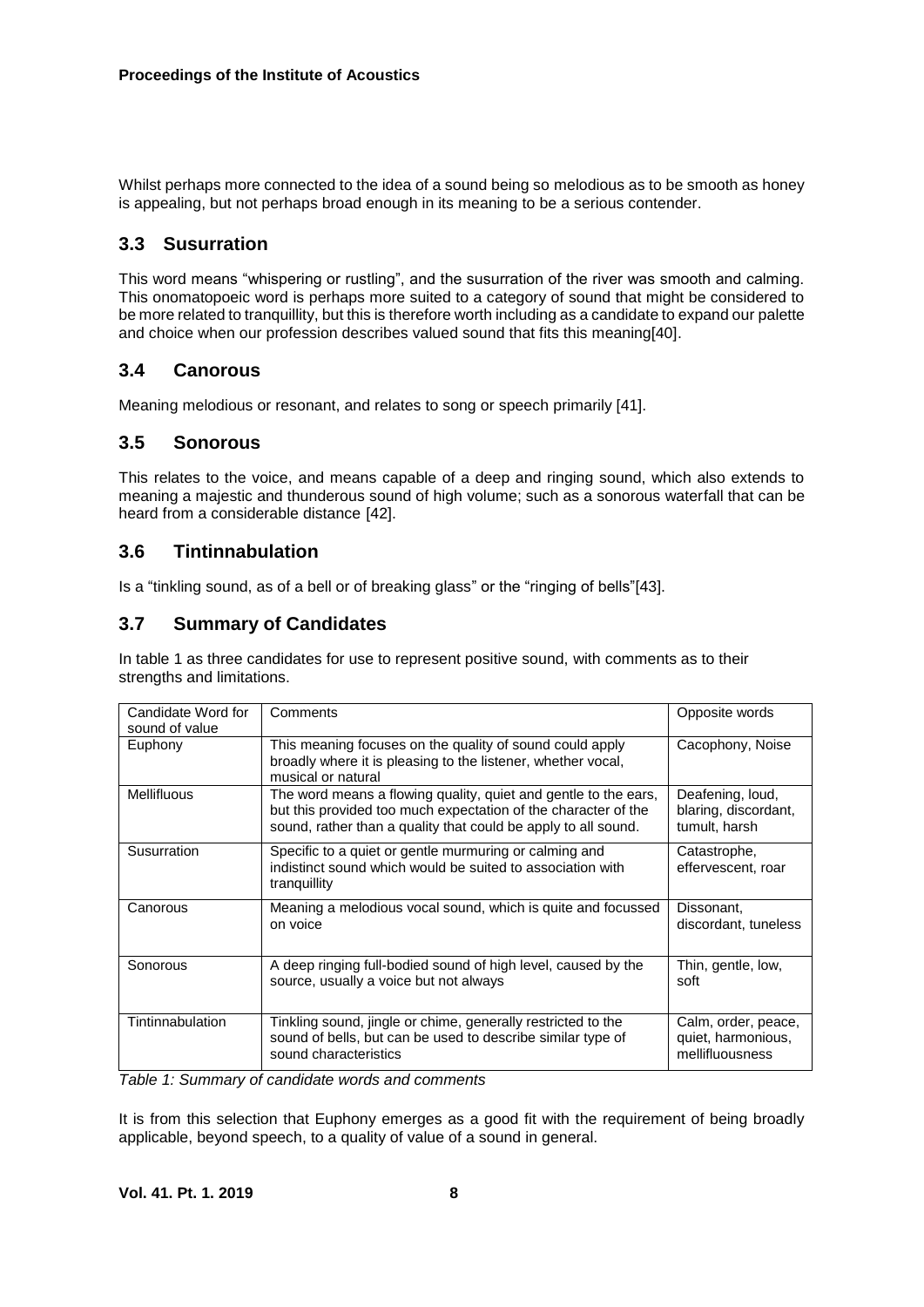Whilst perhaps more connected to the idea of a sound being so melodious as to be smooth as honey is appealing, but not perhaps broad enough in its meaning to be a serious contender.

## 3.3 Susurration

This word means "whispering or rustling", and the susurration of the river was smooth and calming. This onomatopoeic word is perhaps more suited to a category of sound that might be considered to be more related to tranquillity, but this is therefore worth including as a candidate to expand our palette and choice when our profession describes valued sound that fits this meaning[40].

## 3.4 Canorous

Meaning melodious or resonant, and relates to song or speech primarily [41].

## 3.5 Sonorous

This relates to the voice, and means capable of a deep and ringing sound, which also extends to meaning a majestic and thunderous sound of high volume; such as a sonorous waterfall that can be heard from a considerable distance [42].

## 3.6 Tintinnabulation

Is a "tinkling sound, as of a bell or of breaking glass" or the "ringing of bells"[43].

## 3.7 Summary of Candidates

In table 1 as three candidates for use to represent positive sound, with comments as to their strengths and limitations.

| Candidate Word for sound of value | Comments | Opposite words |
|---|---|---|
| Euphony | This meaning focuses on the quality of sound could apply broadly where it is pleasing to the listener, whether vocal, musical or natural | Cacophony, Noise |
| Mellifluous | The word means a flowing quality, quiet and gentle to the ears, but this provided too much expectation of the character of the sound, rather than a quality that could be apply to all sound. | Deafening, loud, blaring, discordant, tumult, harsh |
| Susurration | Specific to a quiet or gentle murmuring or calming and indistinct sound which would be suited to association with tranquillity | Catastrophe, effervescent, roar |
| Canorous | Meaning a melodious vocal sound, which is quite and focussed on voice | Dissonant, discordant, tuneless |
| Sonorous | A deep ringing full-bodied sound of high level, caused by the source, usually a voice but not always | Thin, gentle, low, soft |
| Tintinnabulation | Tinkling sound, jingle or chime, generally restricted to the sound of bells, but can be used to describe similar type of sound characteristics | Calm, order, peace, quiet, harmonious, mellifluousness |

*Table 1: Summary of candidate words and comments*

It is from this selection that Euphony emerges as a good fit with the requirement of being broadly applicable, beyond speech, to a quality of value of a sound in general.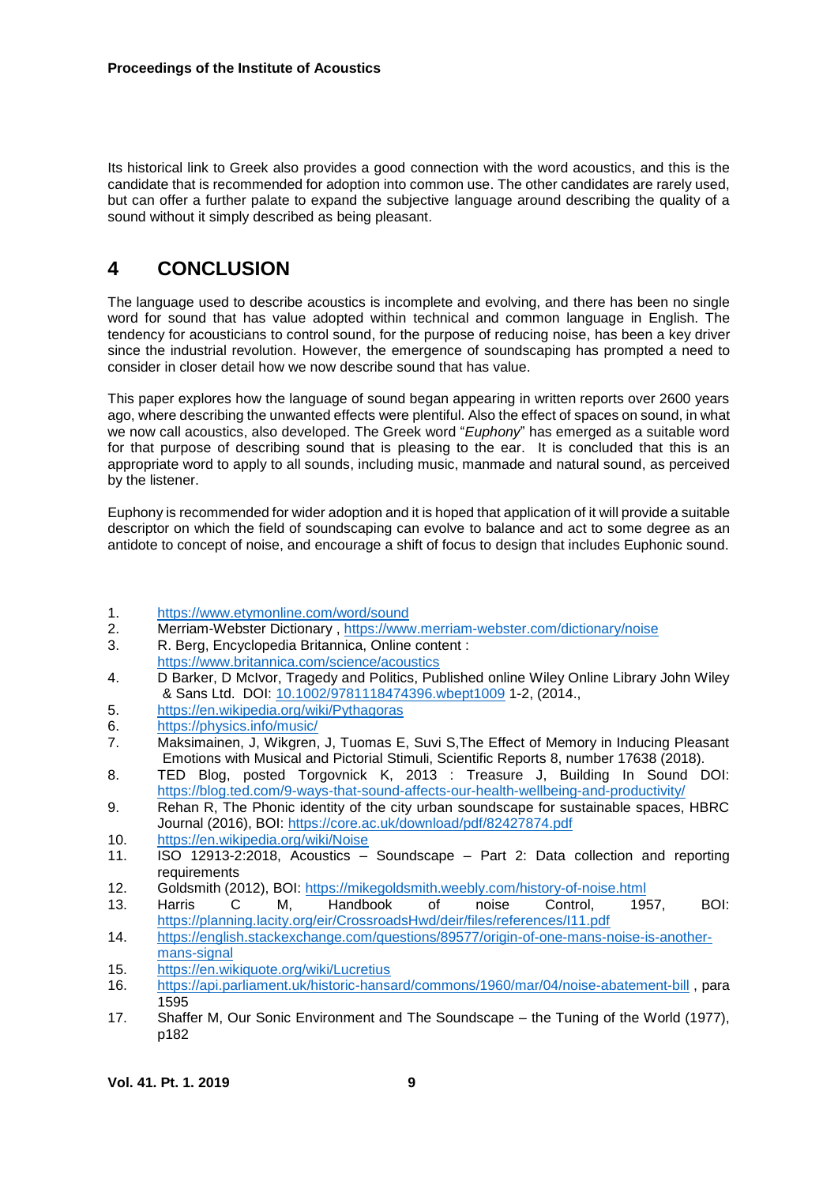Its historical link to Greek also provides a good connection with the word acoustics, and this is the candidate that is recommended for adoption into common use. The other candidates are rarely used, but can offer a further palate to expand the subjective language around describing the quality of a sound without it simply described as being pleasant.

# 4 CONCLUSION

The language used to describe acoustics is incomplete and evolving, and there has been no single word for sound that has value adopted within technical and common language in English. The tendency for acousticians to control sound, for the purpose of reducing noise, has been a key driver since the industrial revolution. However, the emergence of soundscaping has prompted a need to consider in closer detail how we now describe sound that has value.

This paper explores how the language of sound began appearing in written reports over 2600 years ago, where describing the unwanted effects were plentiful. Also the effect of spaces on sound, in what we now call acoustics, also developed. The Greek word "*Euphony*" has emerged as a suitable word for that purpose of describing sound that is pleasing to the ear. It is concluded that this is an appropriate word to apply to all sounds, including music, manmade and natural sound, as perceived by the listener.

Euphony is recommended for wider adoption and it is hoped that application of it will provide a suitable descriptor on which the field of soundscaping can evolve to balance and act to some degree as an antidote to concept of noise, and encourage a shift of focus to design that includes Euphonic sound.

1. https://www.etymonline.com/word/sound
2. Merriam-Webster Dictionary , https://www.merriam-webster.com/dictionary/noise
3. R. Berg, Encyclopedia Britannica, Online content : https://www.britannica.com/science/acoustics
4. D Barker, D McIvor, Tragedy and Politics, Published online Wiley Online Library John Wiley & Sans Ltd. DOI: 10.1002/9781118474396.wbept1009 1-2, (2014.,
5. https://en.wikipedia.org/wiki/Pythagoras
6. https://physics.info/music/
7. Maksimainen, J, Wikgren, J, Tuomas E, Suvi S,The Effect of Memory in Inducing Pleasant Emotions with Musical and Pictorial Stimuli, Scientific Reports 8, number 17638 (2018).
8. TED Blog, posted Torgovnick K, 2013 : Treasure J, Building In Sound DOI: https://blog.ted.com/9-ways-that-sound-affects-our-health-wellbeing-and-productivity/
9. Rehan R, The Phonic identity of the city urban soundscape for sustainable spaces, HBRC Journal (2016), BOI: https://core.ac.uk/download/pdf/82427874.pdf
10. https://en.wikipedia.org/wiki/Noise
11. ISO 12913-2:2018, Acoustics – Soundscape – Part 2: Data collection and reporting requirements
12. Goldsmith (2012), BOI: https://mikegoldsmith.weebly.com/history-of-noise.html
13. Harris C M, Handbook of noise Control, 1957, BOI: https://planning.lacity.org/eir/CrossroadsHwd/deir/files/references/I11.pdf
14. https://english.stackexchange.com/questions/89577/origin-of-one-mans-noise-is-another-mans-signal
15. https://en.wikiquote.org/wiki/Lucretius
16. https://api.parliament.uk/historic-hansard/commons/1960/mar/04/noise-abatement-bill , para 1595
17. Shaffer M, Our Sonic Environment and The Soundscape – the Tuning of the World (1977), p182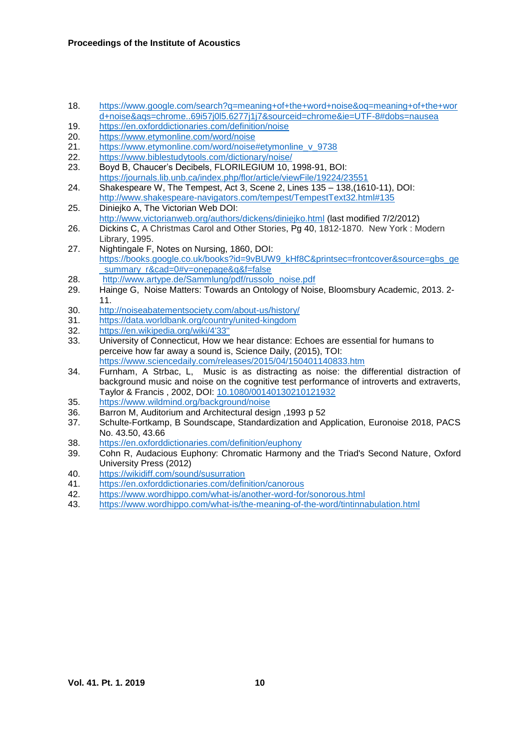18. https://www.google.com/search?q=meaning+of+the+word+noise&oq=meaning+of+the+word+noise&aqs=chrome..69i57j0l5.6277j1j7&sourceid=chrome&ie=UTF-8#dobs=nausea
19. https://en.oxforddictionaries.com/definition/noise
20. https://www.etymonline.com/word/noise
21. https://www.etymonline.com/word/noise#etymonline_v_9738
22. https://www.biblestudytools.com/dictionary/noise/
23. Boyd B, Chaucer's Decibels, FLORILEGIUM 10, 1998-91, BOI: https://journals.lib.unb.ca/index.php/flor/article/viewFile/19224/23551
24. Shakespeare W, The Tempest, Act 3, Scene 2, Lines 135 – 138,(1610-11), DOI: http://www.shakespeare-navigators.com/tempest/TempestText32.html#135
25. Diniejko A, The Victorian Web DOI: http://www.victorianweb.org/authors/dickens/diniejko.html (last modified 7/2/2012)
26. Dickins C, A Christmas Carol and Other Stories, Pg 40, 1812-1870. New York : Modern Library, 1995.
27. Nightingale F, Notes on Nursing, 1860, DOI: https://books.google.co.uk/books?id=9vBUW9_kHf8C&printsec=frontcover&source=gbs_ge_summary_r&cad=0#v=onepage&q&f=false
28. http://www.artype.de/Sammlung/pdf/russolo_noise.pdf
29. Hainge G, Noise Matters: Towards an Ontology of Noise, Bloomsbury Academic, 2013. 2-11.
30. http://noiseabatementsociety.com/about-us/history/
31. https://data.worldbank.org/country/united-kingdom
32. https://en.wikipedia.org/wiki/4'33"
33. University of Connecticut, How we hear distance: Echoes are essential for humans to perceive how far away a sound is, Science Daily, (2015), TOI: https://www.sciencedaily.com/releases/2015/04/150401140833.htm
34. Furnham, A Strbac, L, Music is as distracting as noise: the differential distraction of background music and noise on the cognitive test performance of introverts and extraverts, Taylor & Francis , 2002, DOI: 10.1080/00140130210121932
35. https://www.wildmind.org/background/noise
36. Barron M, Auditorium and Architectural design ,1993 p 52
37. Schulte-Fortkamp, B Soundscape, Standardization and Application, Euronoise 2018, PACS No. 43.50, 43.66
38. https://en.oxforddictionaries.com/definition/euphony
39. Cohn R, Audacious Euphony: Chromatic Harmony and the Triad's Second Nature, Oxford University Press (2012)
40. https://wikidiff.com/sound/susurration
41. https://en.oxforddictionaries.com/definition/canorous
42. https://www.wordhippo.com/what-is/another-word-for/sonorous.html
43. https://www.wordhippo.com/what-is/the-meaning-of-the-word/tintinnabulation.html